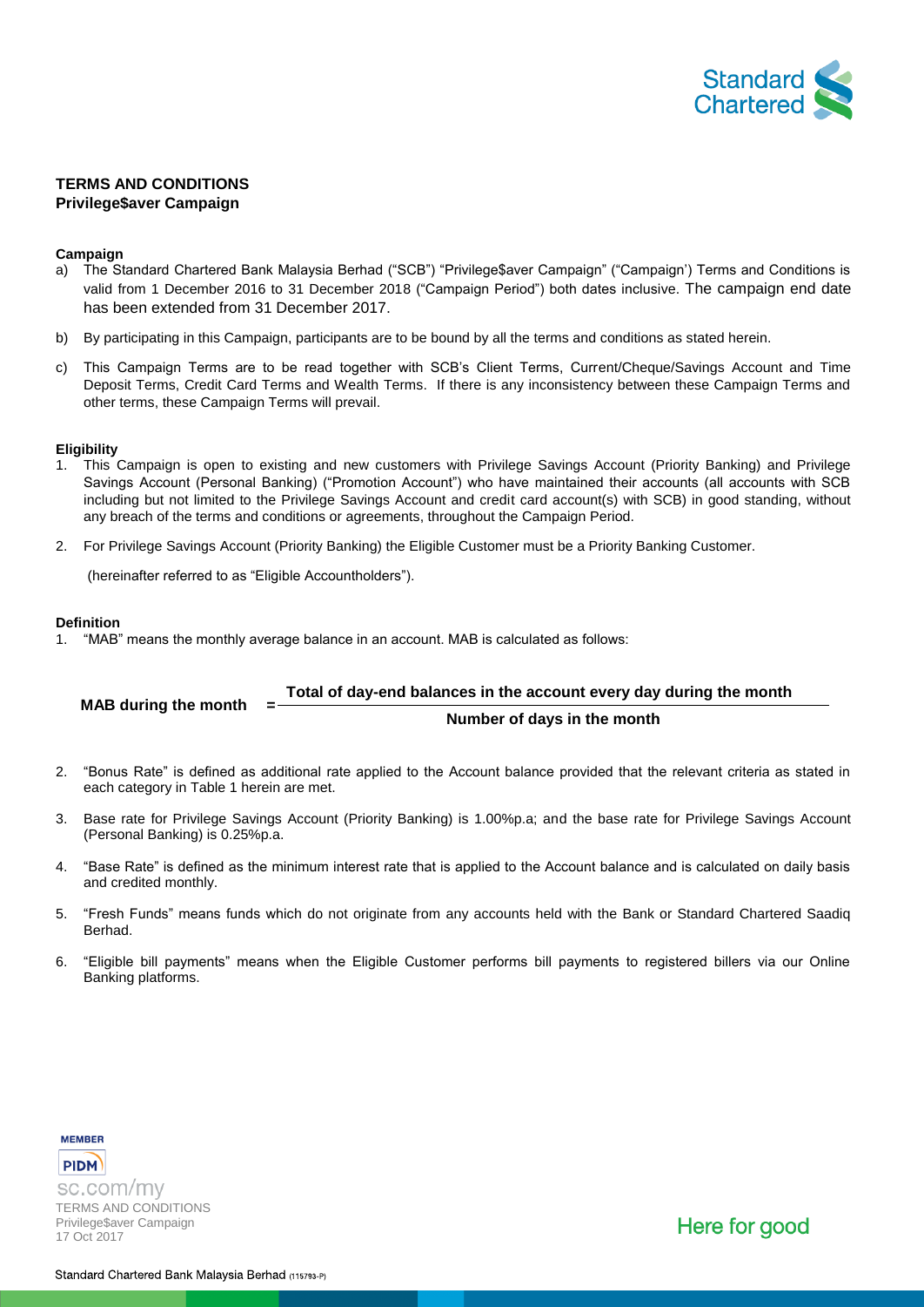# TERMS AND CONDITIONS

## Privilege$aver Campaign

### Campaign

a) The Standard Chartered Bank Malaysia Berhad ("SCB") "Privilege$aver Campaign" ("Campaign') Terms and Conditions is valid from 1 December 2016 to 31 December 2018 ("Campaign Period") both dates inclusive. The campaign end date has been extended from 31 December 2017.

b) By participating in this Campaign, participants are to be bound by all the terms and conditions as stated herein.

c) This Campaign Terms are to be read together with SCB's Client Terms, Current/Cheque/Savings Account and Time Deposit Terms, Credit Card Terms and Wealth Terms. If there is any inconsistency between these Campaign Terms and other terms, these Campaign Terms will prevail.

### Eligibility

1. This Campaign is open to existing and new customers with Privilege Savings Account (Priority Banking) and Privilege Savings Account (Personal Banking) ("Promotion Account") who have maintained their accounts (all accounts with SCB including but not limited to the Privilege Savings Account and credit card account(s) with SCB) in good standing, without any breach of the terms and conditions or agreements, throughout the Campaign Period.

2. For Privilege Savings Account (Priority Banking) the Eligible Customer must be a Priority Banking Customer.

(hereinafter referred to as "Eligible Accountholders").

### Definition

1. "MAB" means the monthly average balance in an account. MAB is calculated as follows:

$$\textbf{MAB during the month} = \frac{\textbf{Total of day-end balances in the account every day during the month}}{\textbf{Number of days in the month}}$$

2. "Bonus Rate" is defined as additional rate applied to the Account balance provided that the relevant criteria as stated in each category in Table 1 herein are met.

3. Base rate for Privilege Savings Account (Priority Banking) is 1.00%p.a; and the base rate for Privilege Savings Account (Personal Banking) is 0.25%p.a.

4. "Base Rate" is defined as the minimum interest rate that is applied to the Account balance and is calculated on daily basis and credited monthly.

5. "Fresh Funds" means funds which do not originate from any accounts held with the Bank or Standard Chartered Saadiq Berhad.

6. "Eligible bill payments" means when the Eligible Customer performs bill payments to registered billers via our Online Banking platforms.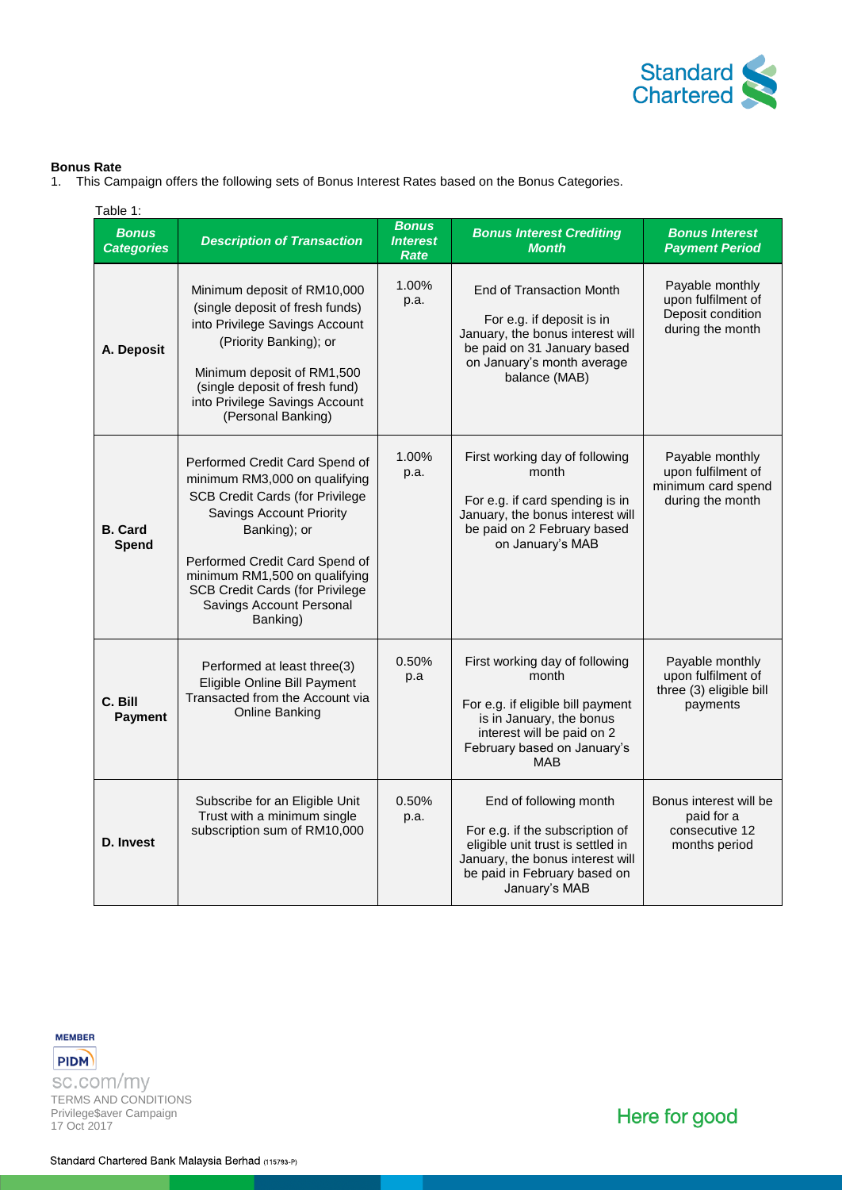**Bonus Rate**

1. This Campaign offers the following sets of Bonus Interest Rates based on the Bonus Categories.

Table 1:

| Bonus Categories | Description of Transaction | Bonus Interest Rate | Bonus Interest Crediting Month | Bonus Interest Payment Period |
|---|---|---|---|---|
| **A. Deposit** | Minimum deposit of RM10,000 (single deposit of fresh funds) into Privilege Savings Account (Priority Banking); or<br><br>Minimum deposit of RM1,500 (single deposit of fresh fund) into Privilege Savings Account (Personal Banking) | 1.00% p.a. | End of Transaction Month<br><br>For e.g. if deposit is in January, the bonus interest will be paid on 31 January based on January's month average balance (MAB) | Payable monthly upon fulfilment of Deposit condition during the month |
| **B. Card Spend** | Performed Credit Card Spend of minimum RM3,000 on qualifying SCB Credit Cards (for Privilege Savings Account Priority Banking); or<br><br>Performed Credit Card Spend of minimum RM1,500 on qualifying SCB Credit Cards (for Privilege Savings Account Personal Banking) | 1.00% p.a. | First working day of following month<br><br>For e.g. if card spending is in January, the bonus interest will be paid on 2 February based on January's MAB | Payable monthly upon fulfilment of minimum card spend during the month |
| **C. Bill Payment** | Performed at least three(3) Eligible Online Bill Payment Transacted from the Account via Online Banking | 0.50% p.a | First working day of following month<br><br>For e.g. if eligible bill payment is in January, the bonus interest will be paid on 2 February based on January's MAB | Payable monthly upon fulfilment of three (3) eligible bill payments |
| **D. Invest** | Subscribe for an Eligible Unit Trust with a minimum single subscription sum of RM10,000 | 0.50% p.a. | End of following month<br><br>For e.g. if the subscription of eligible unit trust is settled in January, the bonus interest will be paid in February based on January's MAB | Bonus interest will be paid for a consecutive 12 months period |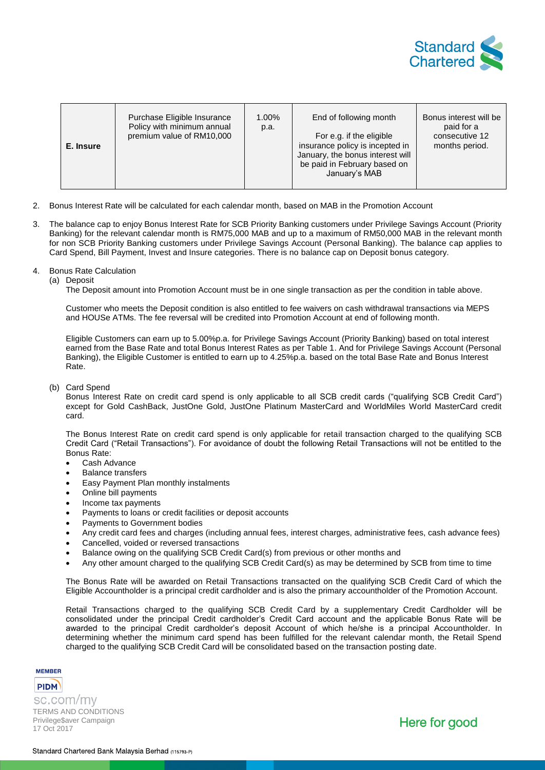| E. Insure | Purchase Eligible Insurance Policy with minimum annual premium value of RM10,000 | 1.00% p.a. | End of following month<br><br>For e.g. if the eligible insurance policy is incepted in January, the bonus interest will be paid in February based on January's MAB | Bonus interest will be paid for a consecutive 12 months period. |
|---|---|---|---|---|

2. Bonus Interest Rate will be calculated for each calendar month, based on MAB in the Promotion Account

3. The balance cap to enjoy Bonus Interest Rate for SCB Priority Banking customers under Privilege Savings Account (Priority Banking) for the relevant calendar month is RM75,000 MAB and up to a maximum of RM50,000 MAB in the relevant month for non SCB Priority Banking customers under Privilege Savings Account (Personal Banking). The balance cap applies to Card Spend, Bill Payment, Invest and Insure categories. There is no balance cap on Deposit bonus category.

4. Bonus Rate Calculation
   (a) Deposit
   The Deposit amount into Promotion Account must be in one single transaction as per the condition in table above.

   Customer who meets the Deposit condition is also entitled to fee waivers on cash withdrawal transactions via MEPS and HOUSe ATMs. The fee reversal will be credited into Promotion Account at end of following month.

   Eligible Customers can earn up to 5.00%p.a. for Privilege Savings Account (Priority Banking) based on total interest earned from the Base Rate and total Bonus Interest Rates as per Table 1. And for Privilege Savings Account (Personal Banking), the Eligible Customer is entitled to earn up to 4.25%p.a. based on the total Base Rate and Bonus Interest Rate.

   (b) Card Spend
   Bonus Interest Rate on credit card spend is only applicable to all SCB credit cards ("qualifying SCB Credit Card") except for Gold CashBack, JustOne Gold, JustOne Platinum MasterCard and WorldMiles World MasterCard credit card.

   The Bonus Interest Rate on credit card spend is only applicable for retail transaction charged to the qualifying SCB Credit Card ("Retail Transactions"). For avoidance of doubt the following Retail Transactions will not be entitled to the Bonus Rate:
   - Cash Advance
   - Balance transfers
   - Easy Payment Plan monthly instalments
   - Online bill payments
   - Income tax payments
   - Payments to loans or credit facilities or deposit accounts
   - Payments to Government bodies
   - Any credit card fees and charges (including annual fees, interest charges, administrative fees, cash advance fees)
   - Cancelled, voided or reversed transactions
   - Balance owing on the qualifying SCB Credit Card(s) from previous or other months and
   - Any other amount charged to the qualifying SCB Credit Card(s) as may be determined by SCB from time to time

   The Bonus Rate will be awarded on Retail Transactions transacted on the qualifying SCB Credit Card of which the Eligible Accountholder is a principal credit cardholder and is also the primary accountholder of the Promotion Account.

   Retail Transactions charged to the qualifying SCB Credit Card by a supplementary Credit Cardholder will be consolidated under the principal Credit cardholder's Credit Card account and the applicable Bonus Rate will be awarded to the principal Credit cardholder's deposit Account of which he/she is a principal Accountholder. In determining whether the minimum card spend has been fulfilled for the relevant calendar month, the Retail Spend charged to the qualifying SCB Credit Card will be consolidated based on the transaction posting date.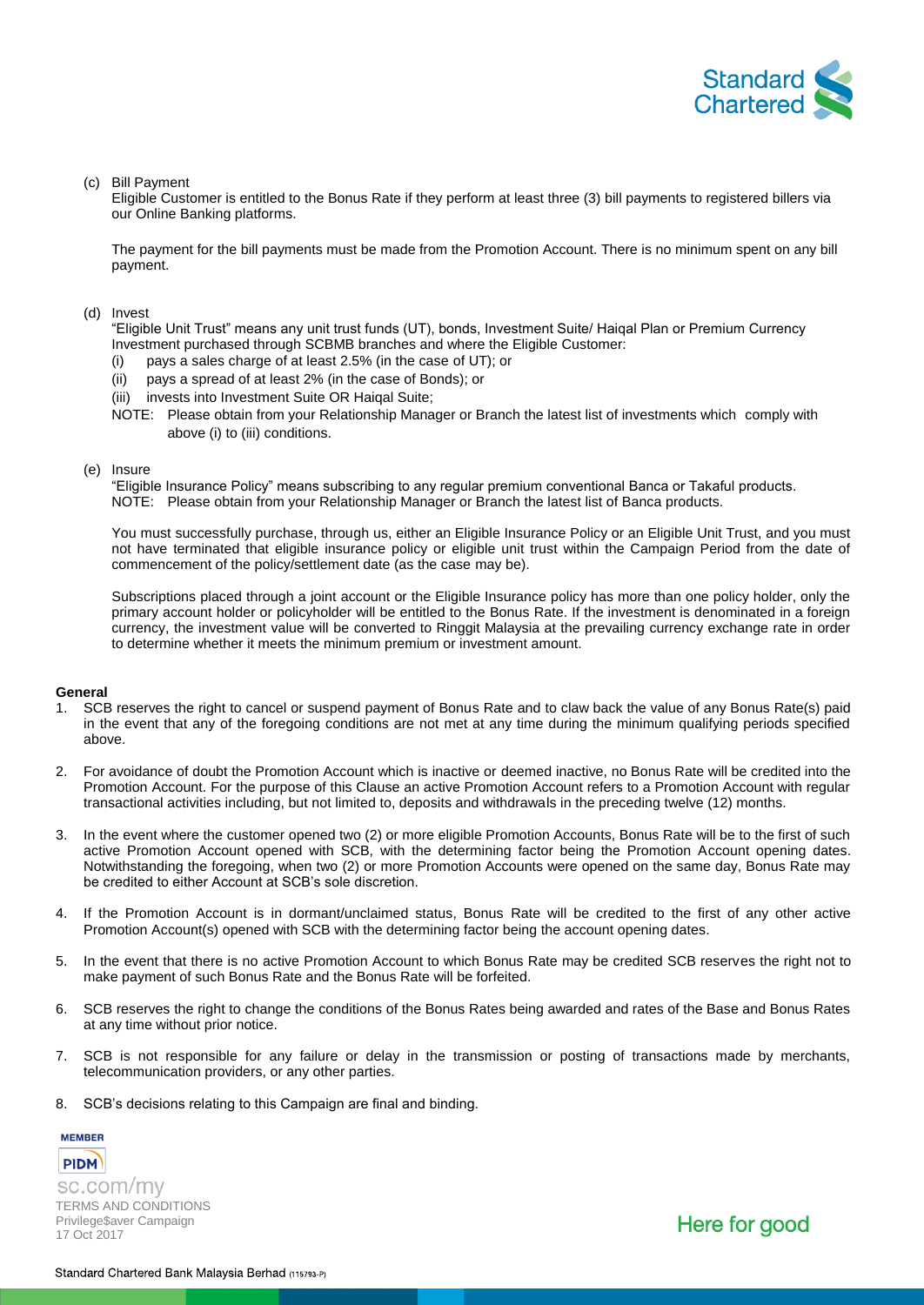(c) Bill Payment

Eligible Customer is entitled to the Bonus Rate if they perform at least three (3) bill payments to registered billers via our Online Banking platforms.

The payment for the bill payments must be made from the Promotion Account. There is no minimum spent on any bill payment.

(d) Invest

"Eligible Unit Trust" means any unit trust funds (UT), bonds, Investment Suite/ Haiqal Plan or Premium Currency Investment purchased through SCBMB branches and where the Eligible Customer:

(i) pays a sales charge of at least 2.5% (in the case of UT); or
(ii) pays a spread of at least 2% (in the case of Bonds); or
(iii) invests into Investment Suite OR Haiqal Suite;

NOTE: Please obtain from your Relationship Manager or Branch the latest list of investments which comply with above (i) to (iii) conditions.

(e) Insure

"Eligible Insurance Policy" means subscribing to any regular premium conventional Banca or Takaful products.

NOTE: Please obtain from your Relationship Manager or Branch the latest list of Banca products.

You must successfully purchase, through us, either an Eligible Insurance Policy or an Eligible Unit Trust, and you must not have terminated that eligible insurance policy or eligible unit trust within the Campaign Period from the date of commencement of the policy/settlement date (as the case may be).

Subscriptions placed through a joint account or the Eligible Insurance policy has more than one policy holder, only the primary account holder or policyholder will be entitled to the Bonus Rate. If the investment is denominated in a foreign currency, the investment value will be converted to Ringgit Malaysia at the prevailing currency exchange rate in order to determine whether it meets the minimum premium or investment amount.

**General**

1. SCB reserves the right to cancel or suspend payment of Bonus Rate and to claw back the value of any Bonus Rate(s) paid in the event that any of the foregoing conditions are not met at any time during the minimum qualifying periods specified above.

2. For avoidance of doubt the Promotion Account which is inactive or deemed inactive, no Bonus Rate will be credited into the Promotion Account. For the purpose of this Clause an active Promotion Account refers to a Promotion Account with regular transactional activities including, but not limited to, deposits and withdrawals in the preceding twelve (12) months.

3. In the event where the customer opened two (2) or more eligible Promotion Accounts, Bonus Rate will be to the first of such active Promotion Account opened with SCB, with the determining factor being the Promotion Account opening dates. Notwithstanding the foregoing, when two (2) or more Promotion Accounts were opened on the same day, Bonus Rate may be credited to either Account at SCB's sole discretion.

4. If the Promotion Account is in dormant/unclaimed status, Bonus Rate will be credited to the first of any other active Promotion Account(s) opened with SCB with the determining factor being the account opening dates.

5. In the event that there is no active Promotion Account to which Bonus Rate may be credited SCB reserves the right not to make payment of such Bonus Rate and the Bonus Rate will be forfeited.

6. SCB reserves the right to change the conditions of the Bonus Rates being awarded and rates of the Base and Bonus Rates at any time without prior notice.

7. SCB is not responsible for any failure or delay in the transmission or posting of transactions made by merchants, telecommunication providers, or any other parties.

8. SCB's decisions relating to this Campaign are final and binding.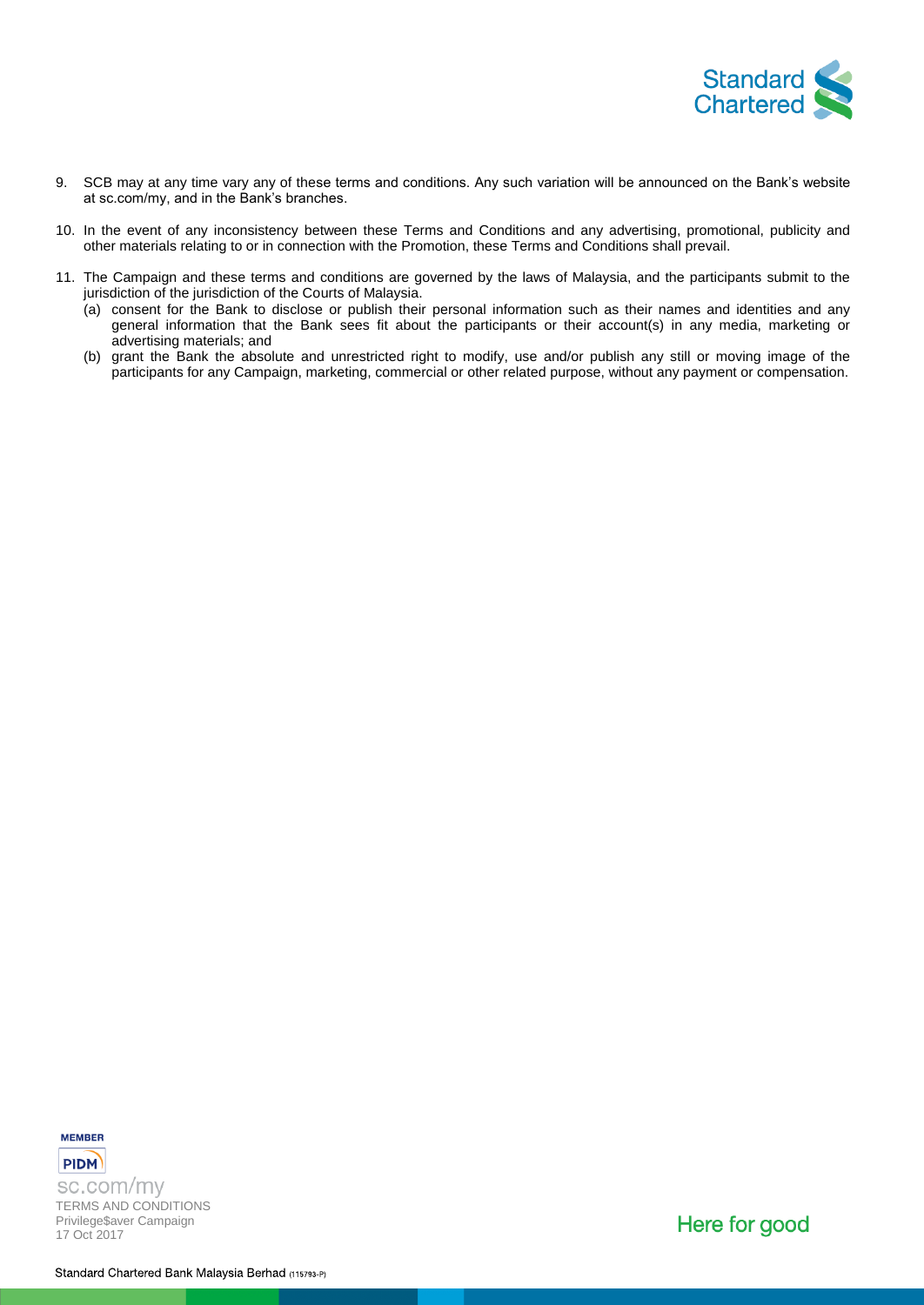9. SCB may at any time vary any of these terms and conditions. Any such variation will be announced on the Bank's website at sc.com/my, and in the Bank's branches.

10. In the event of any inconsistency between these Terms and Conditions and any advertising, promotional, publicity and other materials relating to or in connection with the Promotion, these Terms and Conditions shall prevail.

11. The Campaign and these terms and conditions are governed by the laws of Malaysia, and the participants submit to the jurisdiction of the jurisdiction of the Courts of Malaysia.
    (a) consent for the Bank to disclose or publish their personal information such as their names and identities and any general information that the Bank sees fit about the participants or their account(s) in any media, marketing or advertising materials; and
    (b) grant the Bank the absolute and unrestricted right to modify, use and/or publish any still or moving image of the participants for any Campaign, marketing, commercial or other related purpose, without any payment or compensation.